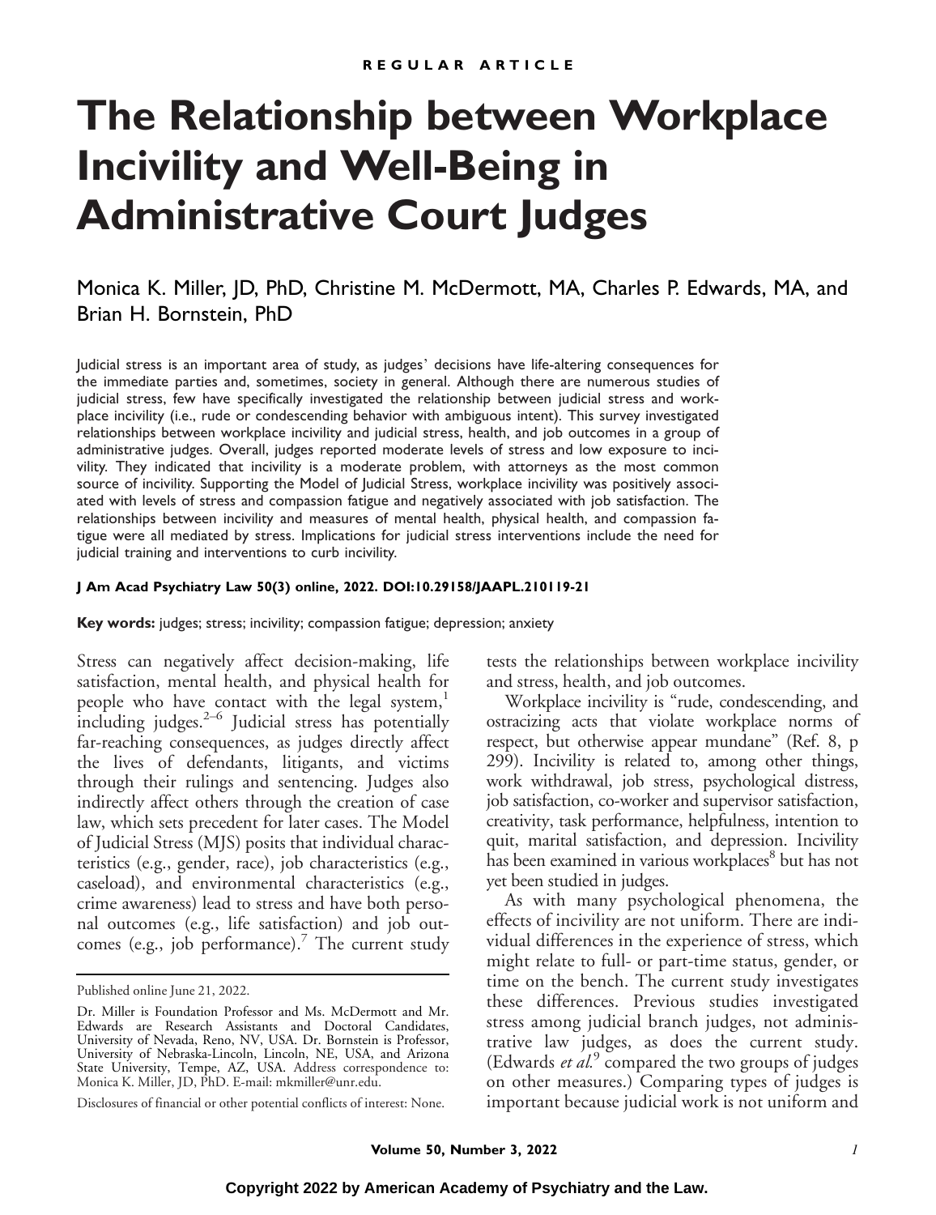REGULAR ARTICLE

# The Relationship between Workplace Incivility and Well-Being in Administrative Court Judges

Monica K. Miller, JD, PhD, Christine M. McDermott, MA, Charles P. Edwards, MA, and Brian H. Bornstein, PhD

Judicial stress is an important area of study, as judges' decisions have life-altering consequences for the immediate parties and, sometimes, society in general. Although there are numerous studies of judicial stress, few have specifically investigated the relationship between judicial stress and workplace incivility (i.e., rude or condescending behavior with ambiguous intent). This survey investigated relationships between workplace incivility and judicial stress, health, and job outcomes in a group of administrative judges. Overall, judges reported moderate levels of stress and low exposure to incivility. They indicated that incivility is a moderate problem, with attorneys as the most common source of incivility. Supporting the Model of Judicial Stress, workplace incivility was positively associated with levels of stress and compassion fatigue and negatively associated with job satisfaction. The relationships between incivility and measures of mental health, physical health, and compassion fatigue were all mediated by stress. Implications for judicial stress interventions include the need for judicial training and interventions to curb incivility.

**J Am Acad Psychiatry Law 50(3) online, 2022. DOI:10.29158/JAAPL.210119-21**

**Key words:** judges; stress; incivility; compassion fatigue; depression; anxiety

Stress can negatively affect decision-making, life satisfaction, mental health, and physical health for people who have contact with the legal system,[1] including judges.[2–6] Judicial stress has potentially far-reaching consequences, as judges directly affect the lives of defendants, litigants, and victims through their rulings and sentencing. Judges also indirectly affect others through the creation of case law, which sets precedent for later cases. The Model of Judicial Stress (MJS) posits that individual characteristics (e.g., gender, race), job characteristics (e.g., caseload), and environmental characteristics (e.g., crime awareness) lead to stress and have both personal outcomes (e.g., life satisfaction) and job outcomes (e.g., job performance).[7] The current study tests the relationships between workplace incivility and stress, health, and job outcomes.

Workplace incivility is "rude, condescending, and ostracizing acts that violate workplace norms of respect, but otherwise appear mundane" (Ref. 8, p 299). Incivility is related to, among other things, work withdrawal, job stress, psychological distress, job satisfaction, co-worker and supervisor satisfaction, creativity, task performance, helpfulness, intention to quit, marital satisfaction, and depression. Incivility has been examined in various workplaces[8] but has not yet been studied in judges.

As with many psychological phenomena, the effects of incivility are not uniform. There are individual differences in the experience of stress, which might relate to full- or part-time status, gender, or time on the bench. The current study investigates these differences. Previous studies investigated stress among judicial branch judges, not administrative law judges, as does the current study. (Edwards *et al.*[9] compared the two groups of judges on other measures.) Comparing types of judges is important because judicial work is not uniform and

---

Published online June 21, 2022.

Dr. Miller is Foundation Professor and Ms. McDermott and Mr. Edwards are Research Assistants and Doctoral Candidates, University of Nevada, Reno, NV, USA. Dr. Bornstein is Professor, University of Nebraska-Lincoln, Lincoln, NE, USA, and Arizona State University, Tempe, AZ, USA. Address correspondence to: Monica K. Miller, JD, PhD. E-mail: mkmiller@unr.edu.

Disclosures of financial or other potential conflicts of interest: None.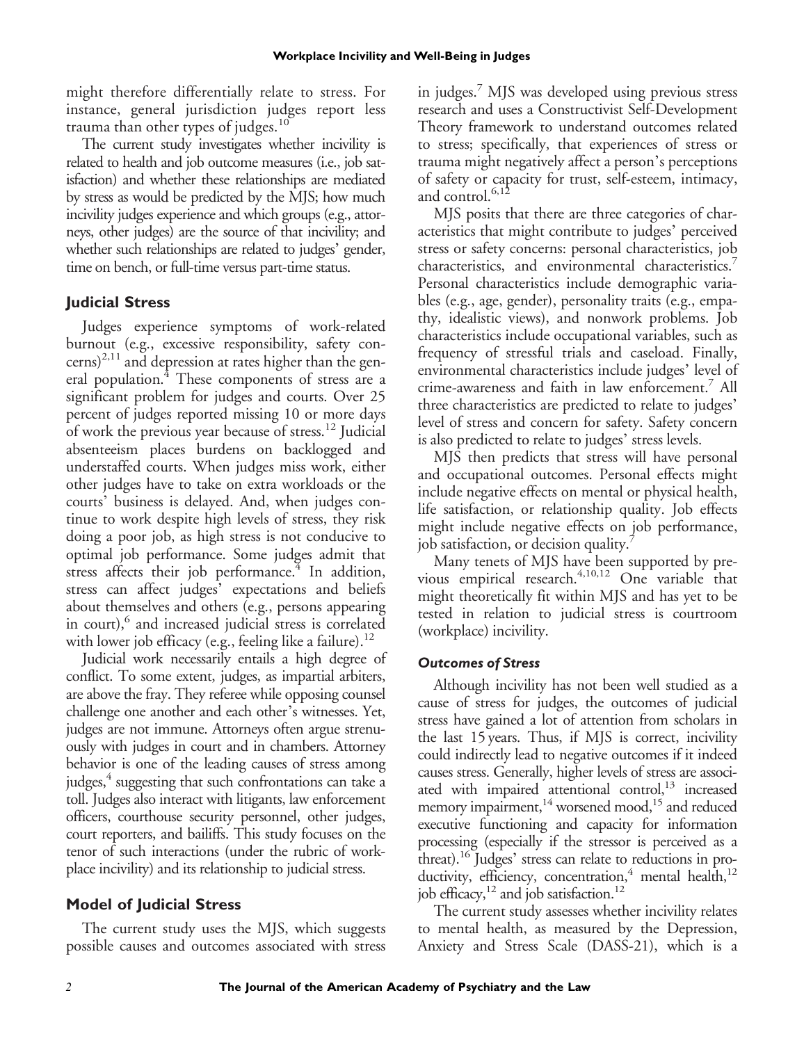might therefore differentially relate to stress. For instance, general jurisdiction judges report less trauma than other types of judges.[10]

The current study investigates whether incivility is related to health and job outcome measures (i.e., job satisfaction) and whether these relationships are mediated by stress as would be predicted by the MJS; how much incivility judges experience and which groups (e.g., attorneys, other judges) are the source of that incivility; and whether such relationships are related to judges' gender, time on bench, or full-time versus part-time status.

## Judicial Stress

Judges experience symptoms of work-related burnout (e.g., excessive responsibility, safety concerns)[2,11] and depression at rates higher than the general population.[4] These components of stress are a significant problem for judges and courts. Over 25 percent of judges reported missing 10 or more days of work the previous year because of stress.[12] Judicial absenteeism places burdens on backlogged and understaffed courts. When judges miss work, either other judges have to take on extra workloads or the courts' business is delayed. And, when judges continue to work despite high levels of stress, they risk doing a poor job, as high stress is not conducive to optimal job performance. Some judges admit that stress affects their job performance.[4] In addition, stress can affect judges' expectations and beliefs about themselves and others (e.g., persons appearing in court),[6] and increased judicial stress is correlated with lower job efficacy (e.g., feeling like a failure).[12]

Judicial work necessarily entails a high degree of conflict. To some extent, judges, as impartial arbiters, are above the fray. They referee while opposing counsel challenge one another and each other's witnesses. Yet, judges are not immune. Attorneys often argue strenuously with judges in court and in chambers. Attorney behavior is one of the leading causes of stress among judges,[4] suggesting that such confrontations can take a toll. Judges also interact with litigants, law enforcement officers, courthouse security personnel, other judges, court reporters, and bailiffs. This study focuses on the tenor of such interactions (under the rubric of workplace incivility) and its relationship to judicial stress.

## Model of Judicial Stress

The current study uses the MJS, which suggests possible causes and outcomes associated with stress in judges.[7] MJS was developed using previous stress research and uses a Constructivist Self-Development Theory framework to understand outcomes related to stress; specifically, that experiences of stress or trauma might negatively affect a person's perceptions of safety or capacity for trust, self-esteem, intimacy, and control.[6,12]

MJS posits that there are three categories of characteristics that might contribute to judges' perceived stress or safety concerns: personal characteristics, job characteristics, and environmental characteristics.[7] Personal characteristics include demographic variables (e.g., age, gender), personality traits (e.g., empathy, idealistic views), and nonwork problems. Job characteristics include occupational variables, such as frequency of stressful trials and caseload. Finally, environmental characteristics include judges' level of crime-awareness and faith in law enforcement.[7] All three characteristics are predicted to relate to judges' level of stress and concern for safety. Safety concern is also predicted to relate to judges' stress levels.

MJS then predicts that stress will have personal and occupational outcomes. Personal effects might include negative effects on mental or physical health, life satisfaction, or relationship quality. Job effects might include negative effects on job performance, job satisfaction, or decision quality.[7]

Many tenets of MJS have been supported by previous empirical research.[4,10,12] One variable that might theoretically fit within MJS and has yet to be tested in relation to judicial stress is courtroom (workplace) incivility.

### *Outcomes of Stress*

Although incivility has not been well studied as a cause of stress for judges, the outcomes of judicial stress have gained a lot of attention from scholars in the last 15 years. Thus, if MJS is correct, incivility could indirectly lead to negative outcomes if it indeed causes stress. Generally, higher levels of stress are associated with impaired attentional control,[13] increased memory impairment,[14] worsened mood,[15] and reduced executive functioning and capacity for information processing (especially if the stressor is perceived as a threat).[16] Judges' stress can relate to reductions in productivity, efficiency, concentration,[4] mental health,[12] job efficacy,[12] and job satisfaction.[12]

The current study assesses whether incivility relates to mental health, as measured by the Depression, Anxiety and Stress Scale (DASS-21), which is a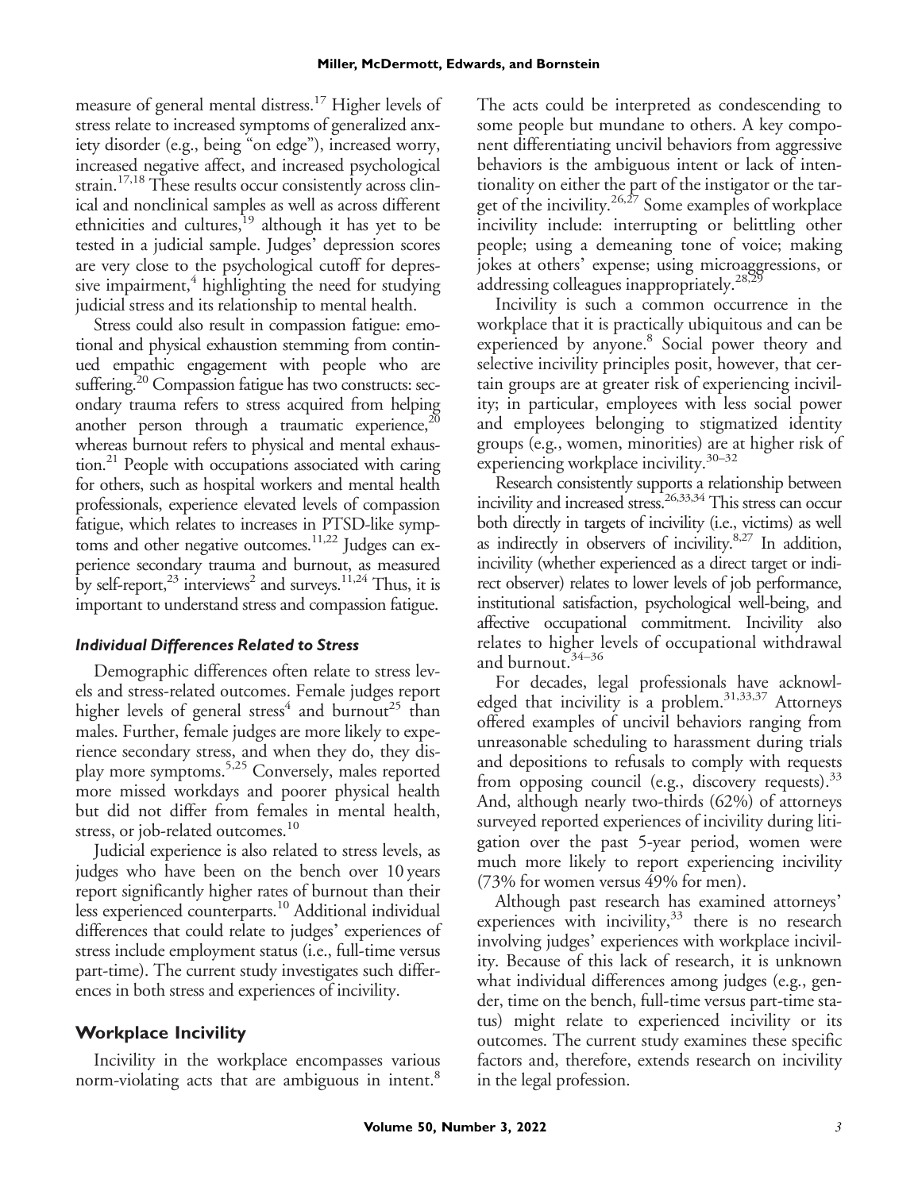measure of general mental distress.[17] Higher levels of stress relate to increased symptoms of generalized anxiety disorder (e.g., being "on edge"), increased worry, increased negative affect, and increased psychological strain.[17,18] These results occur consistently across clinical and nonclinical samples as well as across different ethnicities and cultures,[19] although it has yet to be tested in a judicial sample. Judges' depression scores are very close to the psychological cutoff for depressive impairment,[4] highlighting the need for studying judicial stress and its relationship to mental health.

Stress could also result in compassion fatigue: emotional and physical exhaustion stemming from continued empathic engagement with people who are suffering.[20] Compassion fatigue has two constructs: secondary trauma refers to stress acquired from helping another person through a traumatic experience,[20] whereas burnout refers to physical and mental exhaustion.[21] People with occupations associated with caring for others, such as hospital workers and mental health professionals, experience elevated levels of compassion fatigue, which relates to increases in PTSD-like symptoms and other negative outcomes.[11,22] Judges can experience secondary trauma and burnout, as measured by self-report,[23] interviews[2] and surveys.[11,24] Thus, it is important to understand stress and compassion fatigue.

### *Individual Differences Related to Stress*

Demographic differences often relate to stress levels and stress-related outcomes. Female judges report higher levels of general stress[4] and burnout[25] than males. Further, female judges are more likely to experience secondary stress, and when they do, they display more symptoms.[5,25] Conversely, males reported more missed workdays and poorer physical health but did not differ from females in mental health, stress, or job-related outcomes.[10]

Judicial experience is also related to stress levels, as judges who have been on the bench over 10 years report significantly higher rates of burnout than their less experienced counterparts.[10] Additional individual differences that could relate to judges' experiences of stress include employment status (i.e., full-time versus part-time). The current study investigates such differences in both stress and experiences of incivility.

## Workplace Incivility

Incivility in the workplace encompasses various norm-violating acts that are ambiguous in intent.[8] The acts could be interpreted as condescending to some people but mundane to others. A key component differentiating uncivil behaviors from aggressive behaviors is the ambiguous intent or lack of intentionality on either the part of the instigator or the target of the incivility.[26,27] Some examples of workplace incivility include: interrupting or belittling other people; using a demeaning tone of voice; making jokes at others' expense; using microaggressions, or addressing colleagues inappropriately.[28,29]

Incivility is such a common occurrence in the workplace that it is practically ubiquitous and can be experienced by anyone.[8] Social power theory and selective incivility principles posit, however, that certain groups are at greater risk of experiencing incivility; in particular, employees with less social power and employees belonging to stigmatized identity groups (e.g., women, minorities) are at higher risk of experiencing workplace incivility.[30–32]

Research consistently supports a relationship between incivility and increased stress.[26,33,34] This stress can occur both directly in targets of incivility (i.e., victims) as well as indirectly in observers of incivility.[8,27] In addition, incivility (whether experienced as a direct target or indirect observer) relates to lower levels of job performance, institutional satisfaction, psychological well-being, and affective occupational commitment. Incivility also relates to higher levels of occupational withdrawal and burnout.[34–36]

For decades, legal professionals have acknowledged that incivility is a problem.[31,33,37] Attorneys offered examples of uncivil behaviors ranging from unreasonable scheduling to harassment during trials and depositions to refusals to comply with requests from opposing council (e.g., discovery requests).[33] And, although nearly two-thirds (62%) of attorneys surveyed reported experiences of incivility during litigation over the past 5-year period, women were much more likely to report experiencing incivility (73% for women versus 49% for men).

Although past research has examined attorneys' experiences with incivility,[33] there is no research involving judges' experiences with workplace incivility. Because of this lack of research, it is unknown what individual differences among judges (e.g., gender, time on the bench, full-time versus part-time status) might relate to experienced incivility or its outcomes. The current study examines these specific factors and, therefore, extends research on incivility in the legal profession.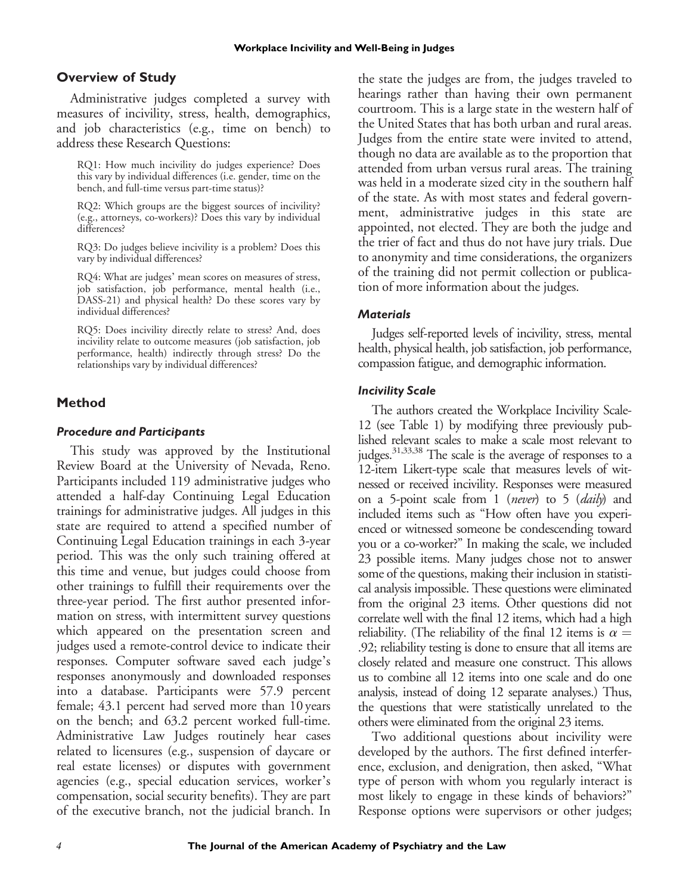## Overview of Study

Administrative judges completed a survey with measures of incivility, stress, health, demographics, and job characteristics (e.g., time on bench) to address these Research Questions:

> RQ1: How much incivility do judges experience? Does this vary by individual differences (i.e. gender, time on the bench, and full-time versus part-time status)?
>
> RQ2: Which groups are the biggest sources of incivility? (e.g., attorneys, co-workers)? Does this vary by individual differences?
>
> RQ3: Do judges believe incivility is a problem? Does this vary by individual differences?
>
> RQ4: What are judges' mean scores on measures of stress, job satisfaction, job performance, mental health (i.e., DASS-21) and physical health? Do these scores vary by individual differences?
>
> RQ5: Does incivility directly relate to stress? And, does incivility relate to outcome measures (job satisfaction, job performance, health) indirectly through stress? Do the relationships vary by individual differences?

## Method

### *Procedure and Participants*

This study was approved by the Institutional Review Board at the University of Nevada, Reno. Participants included 119 administrative judges who attended a half-day Continuing Legal Education trainings for administrative judges. All judges in this state are required to attend a specified number of Continuing Legal Education trainings in each 3-year period. This was the only such training offered at this time and venue, but judges could choose from other trainings to fulfill their requirements over the three-year period. The first author presented information on stress, with intermittent survey questions which appeared on the presentation screen and judges used a remote-control device to indicate their responses. Computer software saved each judge's responses anonymously and downloaded responses into a database. Participants were 57.9 percent female; 43.1 percent had served more than 10 years on the bench; and 63.2 percent worked full-time. Administrative Law Judges routinely hear cases related to licensures (e.g., suspension of daycare or real estate licenses) or disputes with government agencies (e.g., special education services, worker's compensation, social security benefits). They are part of the executive branch, not the judicial branch. In the state the judges are from, the judges traveled to hearings rather than having their own permanent courtroom. This is a large state in the western half of the United States that has both urban and rural areas. Judges from the entire state were invited to attend, though no data are available as to the proportion that attended from urban versus rural areas. The training was held in a moderate sized city in the southern half of the state. As with most states and federal government, administrative judges in this state are appointed, not elected. They are both the judge and the trier of fact and thus do not have jury trials. Due to anonymity and time considerations, the organizers of the training did not permit collection or publication of more information about the judges.

### *Materials*

Judges self-reported levels of incivility, stress, mental health, physical health, job satisfaction, job performance, compassion fatigue, and demographic information.

### *Incivility Scale*

The authors created the Workplace Incivility Scale-12 (see Table 1) by modifying three previously published relevant scales to make a scale most relevant to judges.[31,33,38] The scale is the average of responses to a 12-item Likert-type scale that measures levels of witnessed or received incivility. Responses were measured on a 5-point scale from 1 (*never*) to 5 (*daily*) and included items such as "How often have you experienced or witnessed someone be condescending toward you or a co-worker?" In making the scale, we included 23 possible items. Many judges chose not to answer some of the questions, making their inclusion in statistical analysis impossible. These questions were eliminated from the original 23 items. Other questions did not correlate well with the final 12 items, which had a high reliability. (The reliability of the final 12 items is $\alpha = .92$; reliability testing is done to ensure that all items are closely related and measure one construct. This allows us to combine all 12 items into one scale and do one analysis, instead of doing 12 separate analyses.) Thus, the questions that were statistically unrelated to the others were eliminated from the original 23 items.

Two additional questions about incivility were developed by the authors. The first defined interference, exclusion, and denigration, then asked, "What type of person with whom you regularly interact is most likely to engage in these kinds of behaviors?" Response options were supervisors or other judges;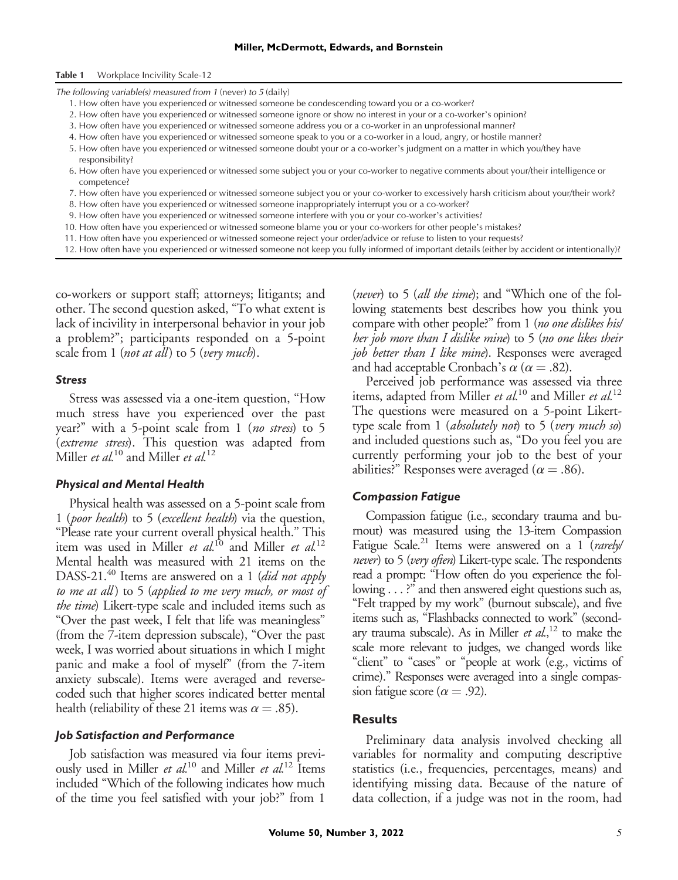**Table 1** Workplace Incivility Scale-12

*The following variable(s) measured from 1* (never) *to 5* (daily)

1. How often have you experienced or witnessed someone be condescending toward you or a co-worker?
2. How often have you experienced or witnessed someone ignore or show no interest in your or a co-worker's opinion?
3. How often have you experienced or witnessed someone address you or a co-worker in an unprofessional manner?
4. How often have you experienced or witnessed someone speak to you or a co-worker in a loud, angry, or hostile manner?
5. How often have you experienced or witnessed someone doubt your or a co-worker's judgment on a matter in which you/they have responsibility?
6. How often have you experienced or witnessed some subject you or your co-worker to negative comments about your/their intelligence or competence?
7. How often have you experienced or witnessed someone subject you or your co-worker to excessively harsh criticism about your/their work?
8. How often have you experienced or witnessed someone inappropriately interrupt you or a co-worker?
9. How often have you experienced or witnessed someone interfere with you or your co-worker's activities?
10. How often have you experienced or witnessed someone blame you or your co-workers for other people's mistakes?
11. How often have you experienced or witnessed someone reject your order/advice or refuse to listen to your requests?
12. How often have you experienced or witnessed someone not keep you fully informed of important details (either by accident or intentionally)?

co-workers or support staff; attorneys; litigants; and other. The second question asked, "To what extent is lack of incivility in interpersonal behavior in your job a problem?"; participants responded on a 5-point scale from 1 (*not at all*) to 5 (*very much*).

### *Stress*

Stress was assessed via a one-item question, "How much stress have you experienced over the past year?" with a 5-point scale from 1 (*no stress*) to 5 (*extreme stress*). This question was adapted from Miller *et al.*[10] and Miller *et al.*[12]

### *Physical and Mental Health*

Physical health was assessed on a 5-point scale from 1 (*poor health*) to 5 (*excellent health*) via the question, "Please rate your current overall physical health." This item was used in Miller *et al.*[10] and Miller *et al.*[12] Mental health was measured with 21 items on the DASS-21.[40] Items are answered on a 1 (*did not apply to me at all*) to 5 (*applied to me very much, or most of the time*) Likert-type scale and included items such as "Over the past week, I felt that life was meaningless" (from the 7-item depression subscale), "Over the past week, I was worried about situations in which I might panic and make a fool of myself" (from the 7-item anxiety subscale). Items were averaged and reverse-coded such that higher scores indicated better mental health (reliability of these 21 items was $\alpha = .85$).

### *Job Satisfaction and Performance*

Job satisfaction was measured via four items previously used in Miller *et al.*[10] and Miller *et al.*[12] Items included "Which of the following indicates how much of the time you feel satisfied with your job?" from 1 (*never*) to 5 (*all the time*); and "Which one of the following statements best describes how you think you compare with other people?" from 1 (*no one dislikes his/her job more than I dislike mine*) to 5 (*no one likes their job better than I like mine*). Responses were averaged and had acceptable Cronbach's $\alpha$ ($\alpha = .82$).

Perceived job performance was assessed via three items, adapted from Miller *et al.*[10] and Miller *et al.*[12] The questions were measured on a 5-point Likert-type scale from 1 (*absolutely not*) to 5 (*very much so*) and included questions such as, "Do you feel you are currently performing your job to the best of your abilities?" Responses were averaged ($\alpha = .86$).

### *Compassion Fatigue*

Compassion fatigue (i.e., secondary trauma and burnout) was measured using the 13-item Compassion Fatigue Scale.[21] Items were answered on a 1 (*rarely/never*) to 5 (*very often*) Likert-type scale. The respondents read a prompt: "How often do you experience the following . . . ?" and then answered eight questions such as, "Felt trapped by my work" (burnout subscale), and five items such as, "Flashbacks connected to work" (secondary trauma subscale). As in Miller *et al.*,[12] to make the scale more relevant to judges, we changed words like "client" to "cases" or "people at work (e.g., victims of crime)." Responses were averaged into a single compassion fatigue score ($\alpha = .92$).

## Results

Preliminary data analysis involved checking all variables for normality and computing descriptive statistics (i.e., frequencies, percentages, means) and identifying missing data. Because of the nature of data collection, if a judge was not in the room, had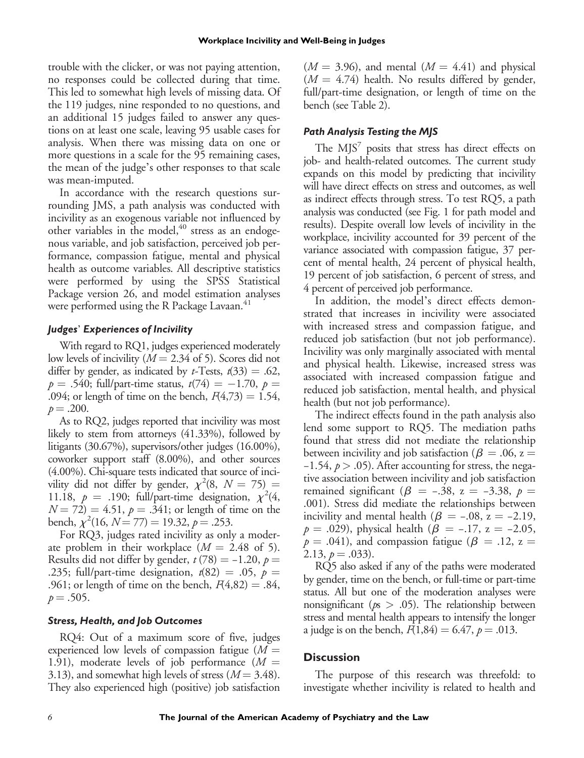trouble with the clicker, or was not paying attention, no responses could be collected during that time. This led to somewhat high levels of missing data. Of the 119 judges, nine responded to no questions, and an additional 15 judges failed to answer any questions on at least one scale, leaving 95 usable cases for analysis. When there was missing data on one or more questions in a scale for the 95 remaining cases, the mean of the judge's other responses to that scale was mean-imputed.

In accordance with the research questions surrounding JMS, a path analysis was conducted with incivility as an exogenous variable not influenced by other variables in the model,[40] stress as an endogenous variable, and job satisfaction, perceived job performance, compassion fatigue, mental and physical health as outcome variables. All descriptive statistics were performed by using the SPSS Statistical Package version 26, and model estimation analyses were performed using the R Package Lavaan.[41]

### *Judges' Experiences of Incivility*

With regard to RQ1, judges experienced moderately low levels of incivility ($M = 2.34$ of 5). Scores did not differ by gender, as indicated by *t*-Tests, $t(33) = .62$, $p = .540$; full/part-time status, $t(74) = -1.70$, $p = .094$; or length of time on the bench, $F(4,73) = 1.54$, $p = .200$.

As to RQ2, judges reported that incivility was most likely to stem from attorneys (41.33%), followed by litigants (30.67%), supervisors/other judges (16.00%), coworker support staff (8.00%), and other sources (4.00%). Chi-square tests indicated that source of incivility did not differ by gender, $\chi^2(8, N = 75) = 11.18$, $p = .190$; full/part-time designation, $\chi^2(4, N = 72) = 4.51$, $p = .341$; or length of time on the bench, $\chi^2(16, N = 77) = 19.32$, $p = .253$.

For RQ3, judges rated incivility as only a moderate problem in their workplace ($M = 2.48$ of 5). Results did not differ by gender, $t(78) = -1.20$, $p = .235$; full/part-time designation, $t(82) = .05$, $p = .961$; or length of time on the bench, $F(4,82) = .84$, $p = .505$.

### *Stress, Health, and Job Outcomes*

RQ4: Out of a maximum score of five, judges experienced low levels of compassion fatigue ($M = 1.91$), moderate levels of job performance ($M = 3.13$), and somewhat high levels of stress ($M = 3.48$). They also experienced high (positive) job satisfaction ($M = 3.96$), and mental ($M = 4.41$) and physical ($M = 4.74$) health. No results differed by gender, full/part-time designation, or length of time on the bench (see Table 2).

### *Path Analysis Testing the MJS*

The MJS[7] posits that stress has direct effects on job- and health-related outcomes. The current study expands on this model by predicting that incivility will have direct effects on stress and outcomes, as well as indirect effects through stress. To test RQ5, a path analysis was conducted (see Fig. 1 for path model and results). Despite overall low levels of incivility in the workplace, incivility accounted for 39 percent of the variance associated with compassion fatigue, 37 percent of mental health, 24 percent of physical health, 19 percent of job satisfaction, 6 percent of stress, and 4 percent of perceived job performance.

In addition, the model's direct effects demonstrated that increases in incivility were associated with increased stress and compassion fatigue, and reduced job satisfaction (but not job performance). Incivility was only marginally associated with mental and physical health. Likewise, increased stress was associated with increased compassion fatigue and reduced job satisfaction, mental health, and physical health (but not job performance).

The indirect effects found in the path analysis also lend some support to RQ5. The mediation paths found that stress did not mediate the relationship between incivility and job satisfaction ($\beta = .06$, $z = -1.54$, $p > .05$). After accounting for stress, the negative association between incivility and job satisfaction remained significant ($\beta = -.38$, $z = -3.38$, $p = .001$). Stress did mediate the relationships between incivility and mental health ($\beta = -.08$, $z = -2.19$, $p = .029$), physical health ($\beta = -.17$, $z = -2.05$, $p = .041$), and compassion fatigue ($\beta = .12$, $z = 2.13$, $p = .033$).

RQ5 also asked if any of the paths were moderated by gender, time on the bench, or full-time or part-time status. All but one of the moderation analyses were nonsignificant ($ps > .05$). The relationship between stress and mental health appears to intensify the longer a judge is on the bench, $F(1,84) = 6.47$, $p = .013$.

## Discussion

The purpose of this research was threefold: to investigate whether incivility is related to health and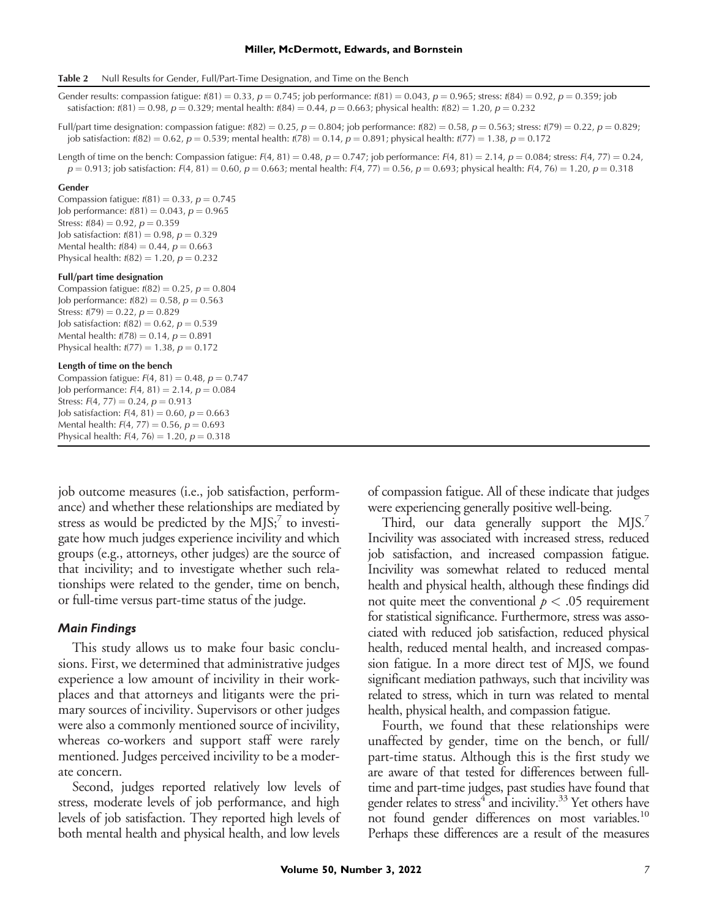**Table 2** Null Results for Gender, Full/Part-Time Designation, and Time on the Bench

Gender results: compassion fatigue: $t(81) = 0.33$, $p = 0.745$; job performance: $t(81) = 0.043$, $p = 0.965$; stress: $t(84) = 0.92$, $p = 0.359$; job satisfaction: $t(81) = 0.98$, $p = 0.329$; mental health: $t(84) = 0.44$, $p = 0.663$; physical health: $t(82) = 1.20$, $p = 0.232$

Full/part time designation: compassion fatigue: $t(82) = 0.25$, $p = 0.804$; job performance: $t(82) = 0.58$, $p = 0.563$; stress: $t(79) = 0.22$, $p = 0.829$; job satisfaction: $t(82) = 0.62$, $p = 0.539$; mental health: $t(78) = 0.14$, $p = 0.891$; physical health: $t(77) = 1.38$, $p = 0.172$

Length of time on the bench: Compassion fatigue: $F(4, 81) = 0.48$, $p = 0.747$; job performance: $F(4, 81) = 2.14$, $p = 0.084$; stress: $F(4, 77) = 0.24$, $p = 0.913$; job satisfaction: $F(4, 81) = 0.60$, $p = 0.663$; mental health: $F(4, 77) = 0.56$, $p = 0.693$; physical health: $F(4, 76) = 1.20$, $p = 0.318$

**Gender**

Compassion fatigue: $t(81) = 0.33$, $p = 0.745$
Job performance: $t(81) = 0.043$, $p = 0.965$
Stress: $t(84) = 0.92$, $p = 0.359$
Job satisfaction: $t(81) = 0.98$, $p = 0.329$
Mental health: $t(84) = 0.44$, $p = 0.663$
Physical health: $t(82) = 1.20$, $p = 0.232$

**Full/part time designation**

Compassion fatigue: $t(82) = 0.25$, $p = 0.804$
Job performance: $t(82) = 0.58$, $p = 0.563$
Stress: $t(79) = 0.22$, $p = 0.829$
Job satisfaction: $t(82) = 0.62$, $p = 0.539$
Mental health: $t(78) = 0.14$, $p = 0.891$
Physical health: $t(77) = 1.38$, $p = 0.172$

**Length of time on the bench**

Compassion fatigue: $F(4, 81) = 0.48$, $p = 0.747$
Job performance: $F(4, 81) = 2.14$, $p = 0.084$
Stress: $F(4, 77) = 0.24$, $p = 0.913$
Job satisfaction: $F(4, 81) = 0.60$, $p = 0.663$
Mental health: $F(4, 77) = 0.56$, $p = 0.693$
Physical health: $F(4, 76) = 1.20$, $p = 0.318$

job outcome measures (i.e., job satisfaction, performance) and whether these relationships are mediated by stress as would be predicted by the MJS;[7] to investigate how much judges experience incivility and which groups (e.g., attorneys, other judges) are the source of that incivility; and to investigate whether such relationships were related to the gender, time on bench, or full-time versus part-time status of the judge.

### *Main Findings*

This study allows us to make four basic conclusions. First, we determined that administrative judges experience a low amount of incivility in their workplaces and that attorneys and litigants were the primary sources of incivility. Supervisors or other judges were also a commonly mentioned source of incivility, whereas co-workers and support staff were rarely mentioned. Judges perceived incivility to be a moderate concern.

Second, judges reported relatively low levels of stress, moderate levels of job performance, and high levels of job satisfaction. They reported high levels of both mental health and physical health, and low levels of compassion fatigue. All of these indicate that judges were experiencing generally positive well-being.

Third, our data generally support the MJS.[7] Incivility was associated with increased stress, reduced job satisfaction, and increased compassion fatigue. Incivility was somewhat related to reduced mental health and physical health, although these findings did not quite meet the conventional $p < .05$ requirement for statistical significance. Furthermore, stress was associated with reduced job satisfaction, reduced physical health, reduced mental health, and increased compassion fatigue. In a more direct test of MJS, we found significant mediation pathways, such that incivility was related to stress, which in turn was related to mental health, physical health, and compassion fatigue.

Fourth, we found that these relationships were unaffected by gender, time on the bench, or full/part-time status. Although this is the first study we are aware of that tested for differences between full-time and part-time judges, past studies have found that gender relates to stress[4] and incivility.[33] Yet others have not found gender differences on most variables.[10] Perhaps these differences are a result of the measures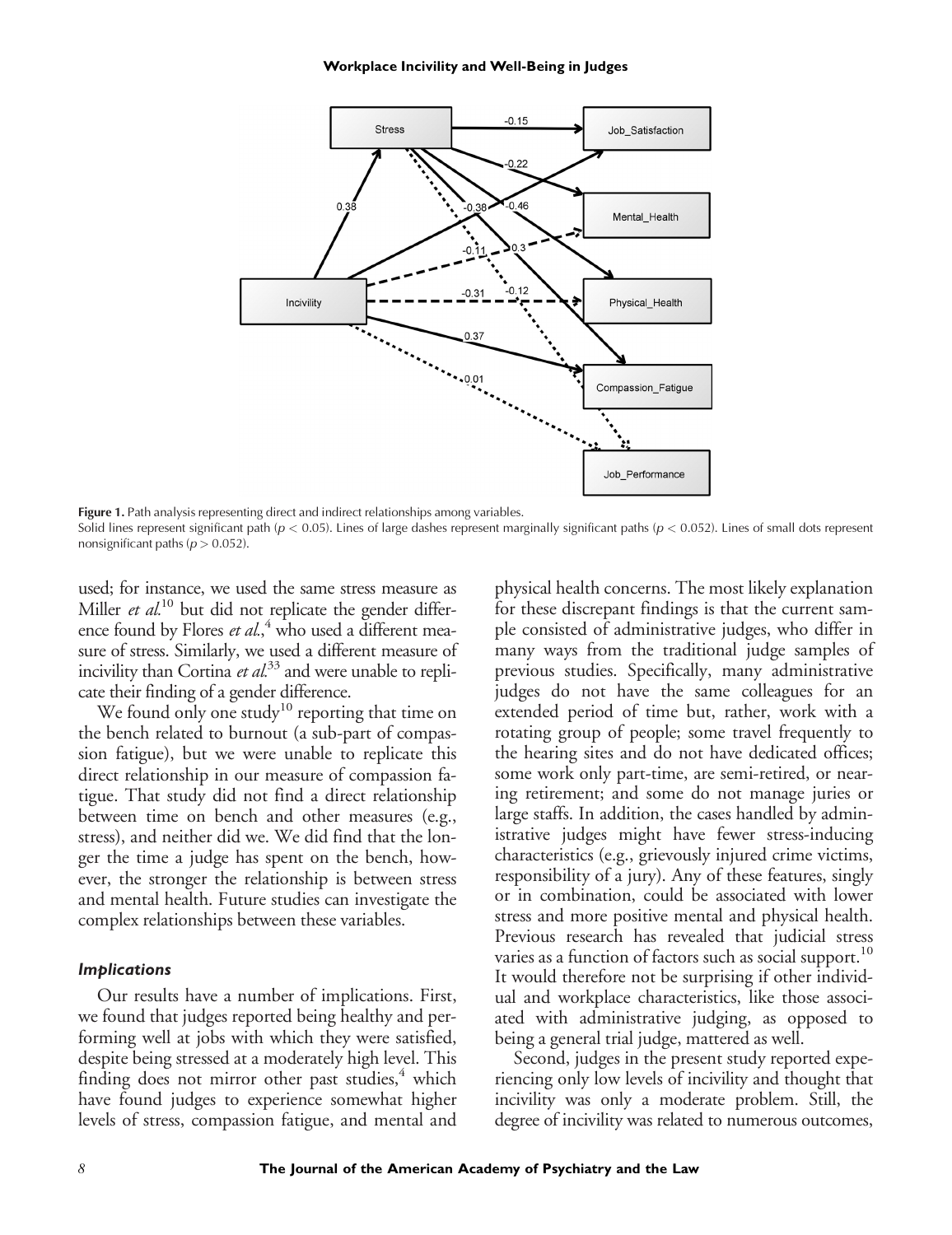**Figure 1.** Path analysis representing direct and indirect relationships among variables.
Solid lines represent significant path ($p < 0.05$). Lines of large dashes represent marginally significant paths ($p < 0.052$). Lines of small dots represent nonsignificant paths ($p > 0.052$).

used; for instance, we used the same stress measure as Miller *et al.*[10] but did not replicate the gender difference found by Flores *et al.*,[4] who used a different measure of stress. Similarly, we used a different measure of incivility than Cortina *et al.*[33] and were unable to replicate their finding of a gender difference.

We found only one study[10] reporting that time on the bench related to burnout (a sub-part of compassion fatigue), but we were unable to replicate this direct relationship in our measure of compassion fatigue. That study did not find a direct relationship between time on bench and other measures (e.g., stress), and neither did we. We did find that the longer the time a judge has spent on the bench, however, the stronger the relationship is between stress and mental health. Future studies can investigate the complex relationships between these variables.

### *Implications*

Our results have a number of implications. First, we found that judges reported being healthy and performing well at jobs with which they were satisfied, despite being stressed at a moderately high level. This finding does not mirror other past studies,[4] which have found judges to experience somewhat higher levels of stress, compassion fatigue, and mental and physical health concerns. The most likely explanation for these discrepant findings is that the current sample consisted of administrative judges, who differ in many ways from the traditional judge samples of previous studies. Specifically, many administrative judges do not have the same colleagues for an extended period of time but, rather, work with a rotating group of people; some travel frequently to the hearing sites and do not have dedicated offices; some work only part-time, are semi-retired, or nearing retirement; and some do not manage juries or large staffs. In addition, the cases handled by administrative judges might have fewer stress-inducing characteristics (e.g., grievously injured crime victims, responsibility of a jury). Any of these features, singly or in combination, could be associated with lower stress and more positive mental and physical health. Previous research has revealed that judicial stress varies as a function of factors such as social support.[10] It would therefore not be surprising if other individual and workplace characteristics, like those associated with administrative judging, as opposed to being a general trial judge, mattered as well.

Second, judges in the present study reported experiencing only low levels of incivility and thought that incivility was only a moderate problem. Still, the degree of incivility was related to numerous outcomes,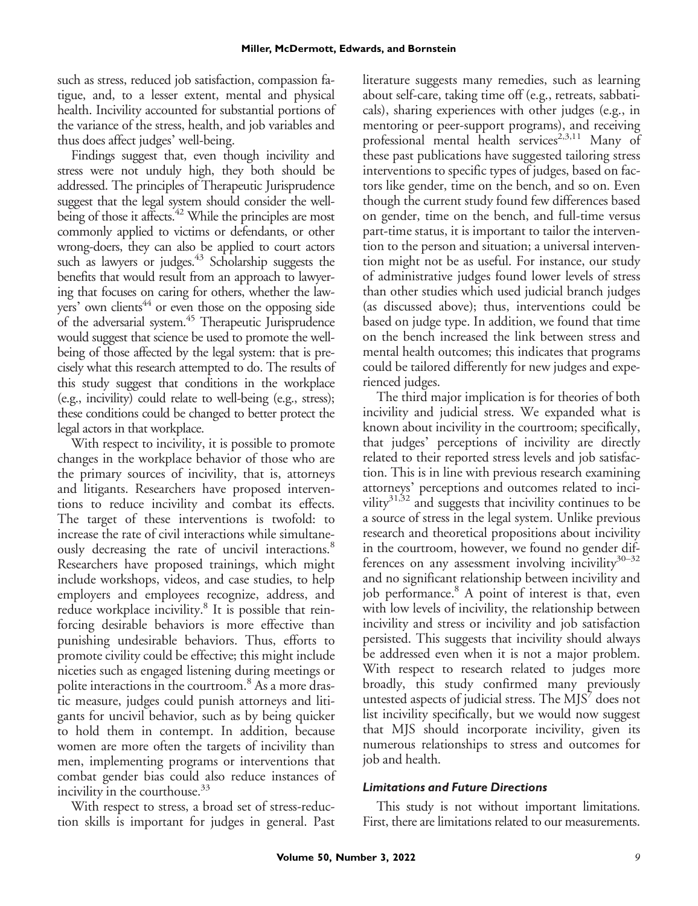such as stress, reduced job satisfaction, compassion fatigue, and, to a lesser extent, mental and physical health. Incivility accounted for substantial portions of the variance of the stress, health, and job variables and thus does affect judges' well-being.

Findings suggest that, even though incivility and stress were not unduly high, they both should be addressed. The principles of Therapeutic Jurisprudence suggest that the legal system should consider the well-being of those it affects.[42] While the principles are most commonly applied to victims or defendants, or other wrong-doers, they can also be applied to court actors such as lawyers or judges.[43] Scholarship suggests the benefits that would result from an approach to lawyering that focuses on caring for others, whether the lawyers' own clients[44] or even those on the opposing side of the adversarial system.[45] Therapeutic Jurisprudence would suggest that science be used to promote the well-being of those affected by the legal system: that is precisely what this research attempted to do. The results of this study suggest that conditions in the workplace (e.g., incivility) could relate to well-being (e.g., stress); these conditions could be changed to better protect the legal actors in that workplace.

With respect to incivility, it is possible to promote changes in the workplace behavior of those who are the primary sources of incivility, that is, attorneys and litigants. Researchers have proposed interventions to reduce incivility and combat its effects. The target of these interventions is twofold: to increase the rate of civil interactions while simultaneously decreasing the rate of uncivil interactions.[8] Researchers have proposed trainings, which might include workshops, videos, and case studies, to help employers and employees recognize, address, and reduce workplace incivility.[8] It is possible that reinforcing desirable behaviors is more effective than punishing undesirable behaviors. Thus, efforts to promote civility could be effective; this might include niceties such as engaged listening during meetings or polite interactions in the courtroom.[8] As a more drastic measure, judges could punish attorneys and litigants for uncivil behavior, such as by being quicker to hold them in contempt. In addition, because women are more often the targets of incivility than men, implementing programs or interventions that combat gender bias could also reduce instances of incivility in the courthouse.[33]

With respect to stress, a broad set of stress-reduction skills is important for judges in general. Past literature suggests many remedies, such as learning about self-care, taking time off (e.g., retreats, sabbaticals), sharing experiences with other judges (e.g., in mentoring or peer-support programs), and receiving professional mental health services[2,3,11] Many of these past publications have suggested tailoring stress interventions to specific types of judges, based on factors like gender, time on the bench, and so on. Even though the current study found few differences based on gender, time on the bench, and full-time versus part-time status, it is important to tailor the intervention to the person and situation; a universal intervention might not be as useful. For instance, our study of administrative judges found lower levels of stress than other studies which used judicial branch judges (as discussed above); thus, interventions could be based on judge type. In addition, we found that time on the bench increased the link between stress and mental health outcomes; this indicates that programs could be tailored differently for new judges and experienced judges.

The third major implication is for theories of both incivility and judicial stress. We expanded what is known about incivility in the courtroom; specifically, that judges' perceptions of incivility are directly related to their reported stress levels and job satisfaction. This is in line with previous research examining attorneys' perceptions and outcomes related to incivility[31,32] and suggests that incivility continues to be a source of stress in the legal system. Unlike previous research and theoretical propositions about incivility in the courtroom, however, we found no gender differences on any assessment involving incivility[30–32] and no significant relationship between incivility and job performance.[8] A point of interest is that, even with low levels of incivility, the relationship between incivility and stress or incivility and job satisfaction persisted. This suggests that incivility should always be addressed even when it is not a major problem. With respect to research related to judges more broadly, this study confirmed many previously untested aspects of judicial stress. The MJS[7] does not list incivility specifically, but we would now suggest that MJS should incorporate incivility, given its numerous relationships to stress and outcomes for job and health.

### *Limitations and Future Directions*

This study is not without important limitations. First, there are limitations related to our measurements.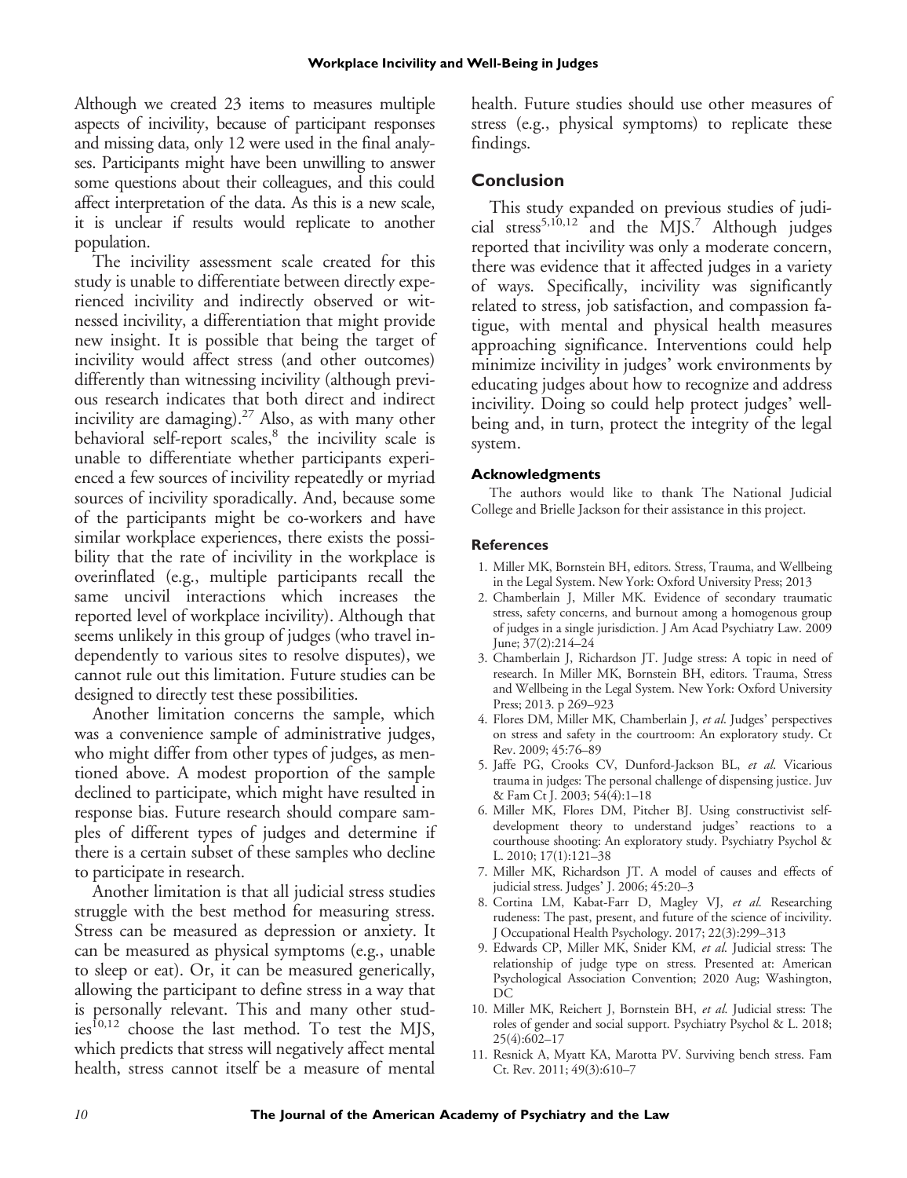Although we created 23 items to measures multiple aspects of incivility, because of participant responses and missing data, only 12 were used in the final analyses. Participants might have been unwilling to answer some questions about their colleagues, and this could affect interpretation of the data. As this is a new scale, it is unclear if results would replicate to another population.

The incivility assessment scale created for this study is unable to differentiate between directly experienced incivility and indirectly observed or witnessed incivility, a differentiation that might provide new insight. It is possible that being the target of incivility would affect stress (and other outcomes) differently than witnessing incivility (although previous research indicates that both direct and indirect incivility are damaging).[27] Also, as with many other behavioral self-report scales,[8] the incivility scale is unable to differentiate whether participants experienced a few sources of incivility repeatedly or myriad sources of incivility sporadically. And, because some of the participants might be co-workers and have similar workplace experiences, there exists the possibility that the rate of incivility in the workplace is overinflated (e.g., multiple participants recall the same uncivil interactions which increases the reported level of workplace incivility). Although that seems unlikely in this group of judges (who travel independently to various sites to resolve disputes), we cannot rule out this limitation. Future studies can be designed to directly test these possibilities.

Another limitation concerns the sample, which was a convenience sample of administrative judges, who might differ from other types of judges, as mentioned above. A modest proportion of the sample declined to participate, which might have resulted in response bias. Future research should compare samples of different types of judges and determine if there is a certain subset of these samples who decline to participate in research.

Another limitation is that all judicial stress studies struggle with the best method for measuring stress. Stress can be measured as depression or anxiety. It can be measured as physical symptoms (e.g., unable to sleep or eat). Or, it can be measured generically, allowing the participant to define stress in a way that is personally relevant. This and many other studies[10,12] choose the last method. To test the MJS, which predicts that stress will negatively affect mental health, stress cannot itself be a measure of mental health. Future studies should use other measures of stress (e.g., physical symptoms) to replicate these findings.

## Conclusion

This study expanded on previous studies of judicial stress[5,10,12] and the MJS.[7] Although judges reported that incivility was only a moderate concern, there was evidence that it affected judges in a variety of ways. Specifically, incivility was significantly related to stress, job satisfaction, and compassion fatigue, with mental and physical health measures approaching significance. Interventions could help minimize incivility in judges' work environments by educating judges about how to recognize and address incivility. Doing so could help protect judges' well-being and, in turn, protect the integrity of the legal system.

### Acknowledgments

The authors would like to thank The National Judicial College and Brielle Jackson for their assistance in this project.

### References

1. Miller MK, Bornstein BH, editors. Stress, Trauma, and Wellbeing in the Legal System. New York: Oxford University Press; 2013
2. Chamberlain J, Miller MK. Evidence of secondary traumatic stress, safety concerns, and burnout among a homogenous group of judges in a single jurisdiction. J Am Acad Psychiatry Law. 2009 June; 37(2):214–24
3. Chamberlain J, Richardson JT. Judge stress: A topic in need of research. In Miller MK, Bornstein BH, editors. Trauma, Stress and Wellbeing in the Legal System. New York: Oxford University Press; 2013. p 269–923
4. Flores DM, Miller MK, Chamberlain J, *et al*. Judges' perspectives on stress and safety in the courtroom: An exploratory study. Ct Rev. 2009; 45:76–89
5. Jaffe PG, Crooks CV, Dunford-Jackson BL, *et al*. Vicarious trauma in judges: The personal challenge of dispensing justice. Juv & Fam Ct J. 2003; 54(4):1–18
6. Miller MK, Flores DM, Pitcher BJ. Using constructivist self-development theory to understand judges' reactions to a courthouse shooting: An exploratory study. Psychiatry Psychol & L. 2010; 17(1):121–38
7. Miller MK, Richardson JT. A model of causes and effects of judicial stress. Judges' J. 2006; 45:20–3
8. Cortina LM, Kabat-Farr D, Magley VJ, *et al*. Researching rudeness: The past, present, and future of the science of incivility. J Occupational Health Psychology. 2017; 22(3):299–313
9. Edwards CP, Miller MK, Snider KM, *et al*. Judicial stress: The relationship of judge type on stress. Presented at: American Psychological Association Convention; 2020 Aug; Washington, DC
10. Miller MK, Reichert J, Bornstein BH, *et al*. Judicial stress: The roles of gender and social support. Psychiatry Psychol & L. 2018; 25(4):602–17
11. Resnick A, Myatt KA, Marotta PV. Surviving bench stress. Fam Ct. Rev. 2011; 49(3):610–7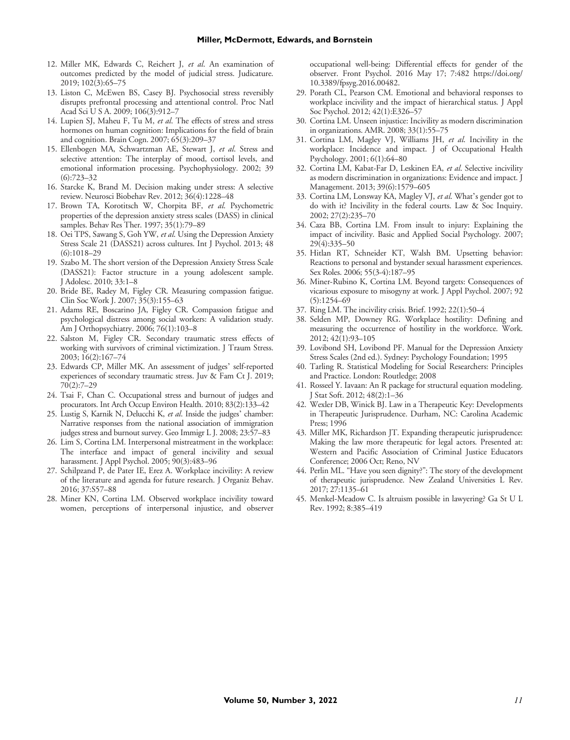12. Miller MK, Edwards C, Reichert J, *et al*. An examination of outcomes predicted by the model of judicial stress. Judicature. 2019; 102(3):65–75
13. Liston C, McEwen BS, Casey BJ. Psychosocial stress reversibly disrupts prefrontal processing and attentional control. Proc Natl Acad Sci U S A. 2009; 106(3):912–7
14. Lupien SJ, Maheu F, Tu M, *et al*. The effects of stress and stress hormones on human cognition: Implications for the field of brain and cognition. Brain Cogn. 2007; 65(3):209–37
15. Ellenbogen MA, Schwartzman AE, Stewart J, *et al*. Stress and selective attention: The interplay of mood, cortisol levels, and emotional information processing. Psychophysiology. 2002; 39 (6):723–32
16. Starcke K, Brand M. Decision making under stress: A selective review. Neurosci Biobehav Rev. 2012; 36(4):1228–48
17. Brown TA, Korotitsch W, Chorpita BF, *et al*. Psychometric properties of the depression anxiety stress scales (DASS) in clinical samples. Behav Res Ther. 1997; 35(1):79–89
18. Oei TPS, Sawang S, Goh YW, *et al*. Using the Depression Anxiety Stress Scale 21 (DASS21) across cultures. Int J Psychol. 2013; 48 (6):1018–29
19. Szabo M. The short version of the Depression Anxiety Stress Scale (DASS21): Factor structure in a young adolescent sample. J Adolesc. 2010; 33:1–8
20. Bride BE, Radey M, Figley CR. Measuring compassion fatigue. Clin Soc Work J. 2007; 35(3):155–63
21. Adams RE, Boscarino JA, Figley CR. Compassion fatigue and psychological distress among social workers: A validation study. Am J Orthopsychiatry. 2006; 76(1):103–8
22. Salston M, Figley CR. Secondary traumatic stress effects of working with survivors of criminal victimization. J Traum Stress. 2003; 16(2):167–74
23. Edwards CP, Miller MK. An assessment of judges' self-reported experiences of secondary traumatic stress. Juv & Fam Ct J. 2019; 70(2):7–29
24. Tsai F, Chan C. Occupational stress and burnout of judges and procurators. Int Arch Occup Environ Health. 2010; 83(2):133–42
25. Lustig S, Karnik N, Delucchi K, *et al*. Inside the judges' chamber: Narrative responses from the national association of immigration judges stress and burnout survey. Geo Immigr L J. 2008; 23:57–83
26. Lim S, Cortina LM. Interpersonal mistreatment in the workplace: The interface and impact of general incivility and sexual harassment. J Appl Psychol. 2005; 90(3):483–96
27. Schilpzand P, de Pater IE, Erez A. Workplace incivility: A review of the literature and agenda for future research. J Organiz Behav. 2016; 37:S57–88
28. Miner KN, Cortina LM. Observed workplace incivility toward women, perceptions of interpersonal injustice, and observer occupational well-being: Differential effects for gender of the observer. Front Psychol. 2016 May 17; 7:482 https://doi.org/10.3389/fpsyg.2016.00482.
29. Porath CL, Pearson CM. Emotional and behavioral responses to workplace incivility and the impact of hierarchical status. J Appl Soc Psychol. 2012; 42(1):E326–57
30. Cortina LM. Unseen injustice: Incivility as modern discrimination in organizations. AMR. 2008; 33(1):55–75
31. Cortina LM, Magley VJ, Williams JH, *et al*. Incivility in the workplace: Incidence and impact. J of Occupational Health Psychology. 2001; 6(1):64–80
32. Cortina LM, Kabat-Far D, Leskinen EA, *et al*. Selective incivility as modern discrimination in organizations: Evidence and impact. J Management. 2013; 39(6):1579–605
33. Cortina LM, Lonsway KA, Magley VJ, *et al*. What's gender got to do with it? Incivility in the federal courts. Law & Soc Inquiry. 2002; 27(2):235–70
34. Caza BB, Cortina LM. From insult to injury: Explaining the impact of incivility. Basic and Applied Social Psychology. 2007; 29(4):335–50
35. Hitlan RT, Schneider KT, Walsh BM. Upsetting behavior: Reactions to personal and bystander sexual harassment experiences. Sex Roles. 2006; 55(3-4):187–95
36. Miner-Rubino K, Cortina LM. Beyond targets: Consequences of vicarious exposure to misogyny at work. J Appl Psychol. 2007; 92 (5):1254–69
37. Ring LM. The incivility crisis. Brief. 1992; 22(1):50–4
38. Selden MP, Downey RG. Workplace hostility: Defining and measuring the occurrence of hostility in the workforce. Work. 2012; 42(1):93–105
39. Lovibond SH, Lovibond PF. Manual for the Depression Anxiety Stress Scales (2nd ed.). Sydney: Psychology Foundation; 1995
40. Tarling R. Statistical Modeling for Social Researchers: Principles and Practice. London: Routledge; 2008
41. Rosseel Y. Iavaan: An R package for structural equation modeling. J Stat Soft. 2012; 48(2):1–36
42. Wexler DB, Winick BJ. Law in a Therapeutic Key: Developments in Therapeutic Jurisprudence. Durham, NC: Carolina Academic Press; 1996
43. Miller MK, Richardson JT. Expanding therapeutic jurisprudence: Making the law more therapeutic for legal actors. Presented at: Western and Pacific Association of Criminal Justice Educators Conference; 2006 Oct; Reno, NV
44. Perlin ML. "Have you seen dignity?": The story of the development of therapeutic jurisprudence. New Zealand Universities L Rev. 2017; 27:1135–61
45. Menkel-Meadow C. Is altruism possible in lawyering? Ga St U L Rev. 1992; 8:385–419